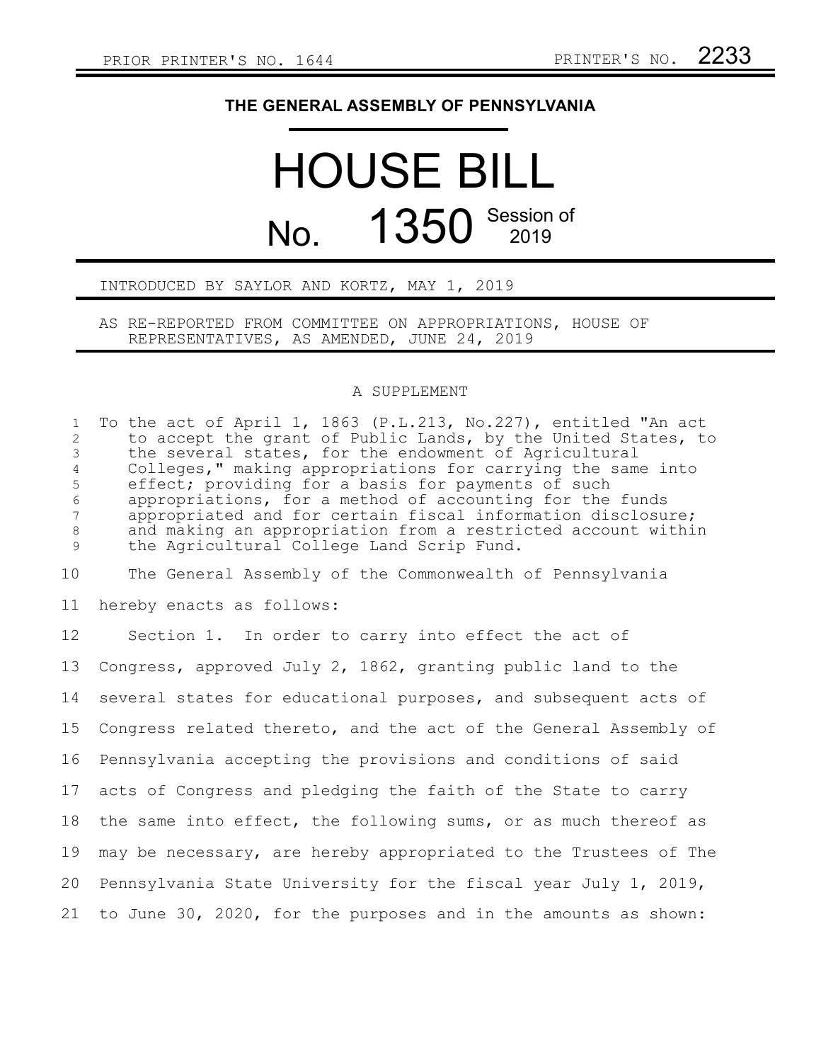PRIOR PRINTER'S NO. 1644 PRINTER'S NO. 2233

# THE GENERAL ASSEMBLY OF PENNSYLVANIA

# HOUSE BILL

## No. 1350 Session of 2019

INTRODUCED BY SAYLOR AND KORTZ, MAY 1, 2019

AS RE-REPORTED FROM COMMITTEE ON APPROPRIATIONS, HOUSE OF REPRESENTATIVES, AS AMENDED, JUNE 24, 2019

A SUPPLEMENT

To the act of April 1, 1863 (P.L.213, No.227), entitled "An act to accept the grant of Public Lands, by the United States, to the several states, for the endowment of Agricultural Colleges," making appropriations for carrying the same into effect; providing for a basis for payments of such appropriations, for a method of accounting for the funds appropriated and for certain fiscal information disclosure; and making an appropriation from a restricted account within the Agricultural College Land Scrip Fund.

The General Assembly of the Commonwealth of Pennsylvania hereby enacts as follows:

Section 1. In order to carry into effect the act of Congress, approved July 2, 1862, granting public land to the several states for educational purposes, and subsequent acts of Congress related thereto, and the act of the General Assembly of Pennsylvania accepting the provisions and conditions of said acts of Congress and pledging the faith of the State to carry the same into effect, the following sums, or as much thereof as may be necessary, are hereby appropriated to the Trustees of The Pennsylvania State University for the fiscal year July 1, 2019, to June 30, 2020, for the purposes and in the amounts as shown: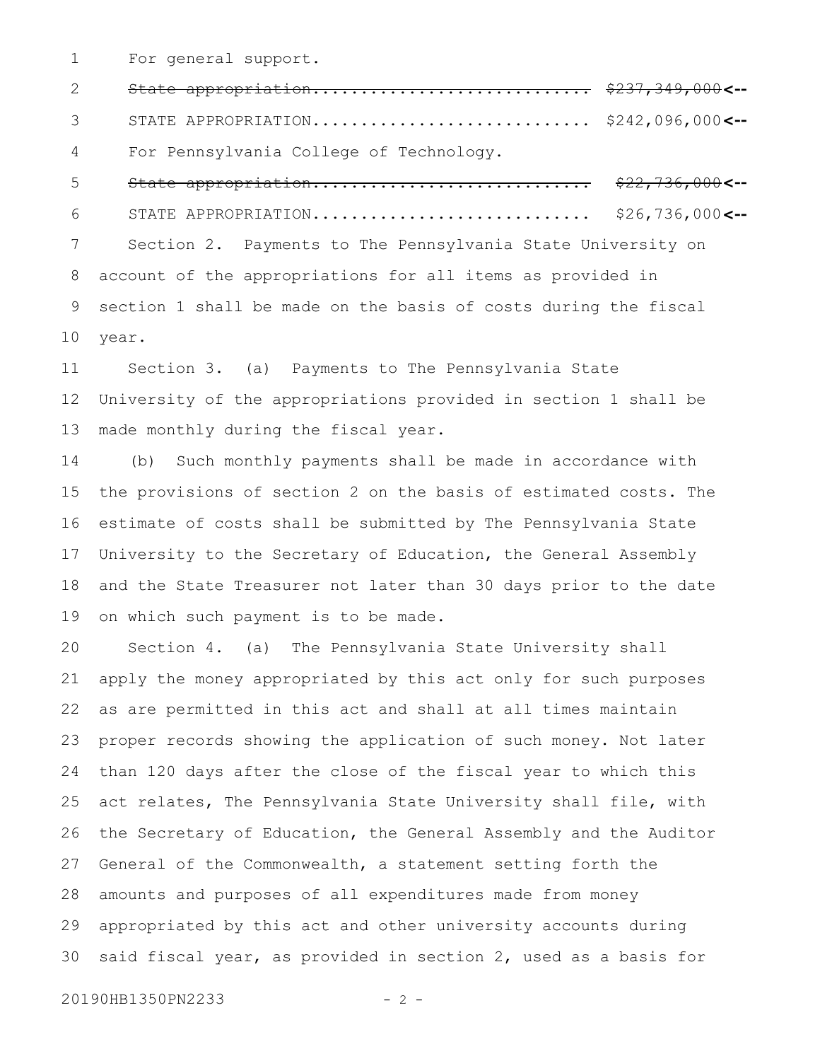For general support.

~~State appropriation............................ $237,349,000~~<--

STATE APPROPRIATION............................ $242,096,000<--

For Pennsylvania College of Technology.

~~State appropriation............................ $22,736,000~~<--

STATE APPROPRIATION............................ $26,736,000<--

Section 2. Payments to The Pennsylvania State University on account of the appropriations for all items as provided in section 1 shall be made on the basis of costs during the fiscal year.

Section 3. (a) Payments to The Pennsylvania State University of the appropriations provided in section 1 shall be made monthly during the fiscal year.

(b) Such monthly payments shall be made in accordance with the provisions of section 2 on the basis of estimated costs. The estimate of costs shall be submitted by The Pennsylvania State University to the Secretary of Education, the General Assembly and the State Treasurer not later than 30 days prior to the date on which such payment is to be made.

Section 4. (a) The Pennsylvania State University shall apply the money appropriated by this act only for such purposes as are permitted in this act and shall at all times maintain proper records showing the application of such money. Not later than 120 days after the close of the fiscal year to which this act relates, The Pennsylvania State University shall file, with the Secretary of Education, the General Assembly and the Auditor General of the Commonwealth, a statement setting forth the amounts and purposes of all expenditures made from money appropriated by this act and other university accounts during said fiscal year, as provided in section 2, used as a basis for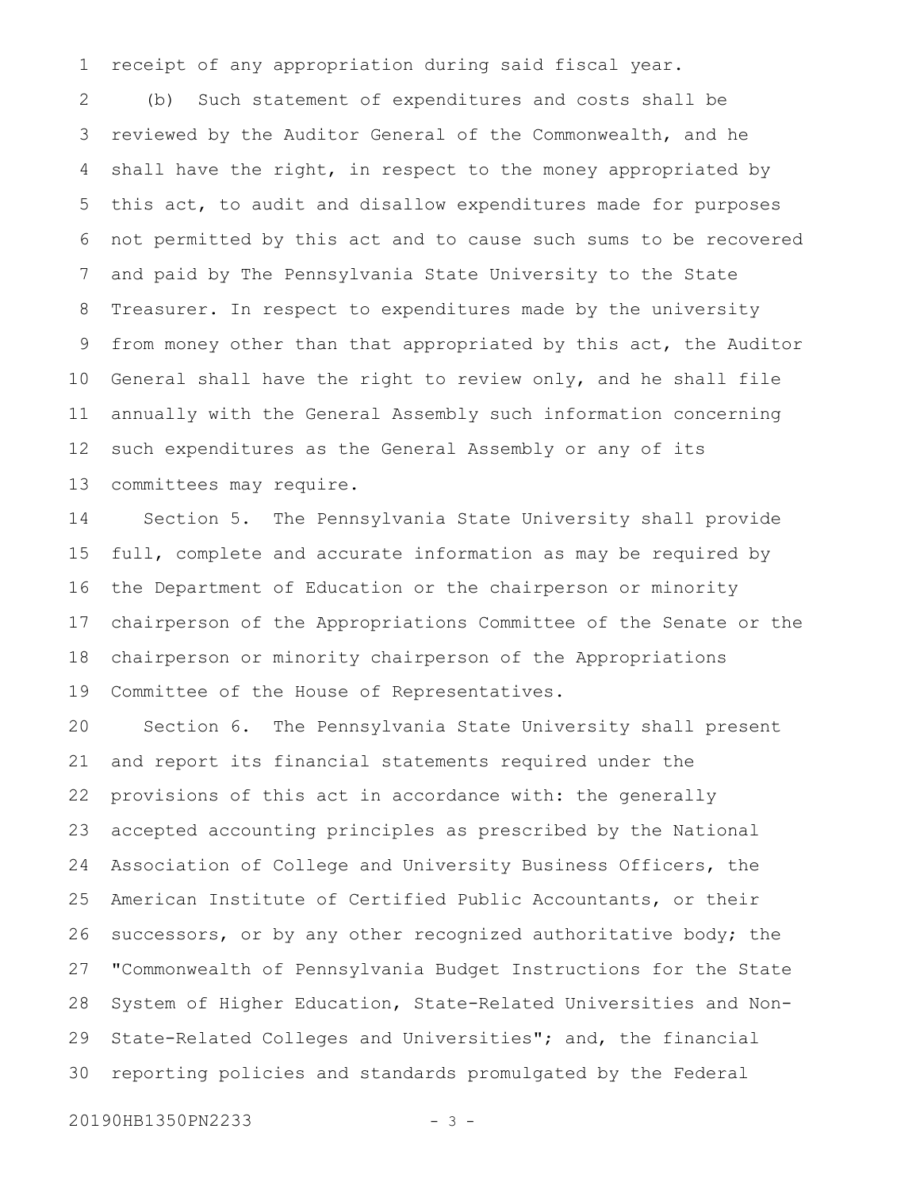receipt of any appropriation during said fiscal year.

(b) Such statement of expenditures and costs shall be reviewed by the Auditor General of the Commonwealth, and he shall have the right, in respect to the money appropriated by this act, to audit and disallow expenditures made for purposes not permitted by this act and to cause such sums to be recovered and paid by The Pennsylvania State University to the State Treasurer. In respect to expenditures made by the university from money other than that appropriated by this act, the Auditor General shall have the right to review only, and he shall file annually with the General Assembly such information concerning such expenditures as the General Assembly or any of its committees may require.

Section 5. The Pennsylvania State University shall provide full, complete and accurate information as may be required by the Department of Education or the chairperson or minority chairperson of the Appropriations Committee of the Senate or the chairperson or minority chairperson of the Appropriations Committee of the House of Representatives.

Section 6. The Pennsylvania State University shall present and report its financial statements required under the provisions of this act in accordance with: the generally accepted accounting principles as prescribed by the National Association of College and University Business Officers, the American Institute of Certified Public Accountants, or their successors, or by any other recognized authoritative body; the "Commonwealth of Pennsylvania Budget Instructions for the State System of Higher Education, State-Related Universities and Non-State-Related Colleges and Universities"; and, the financial reporting policies and standards promulgated by the Federal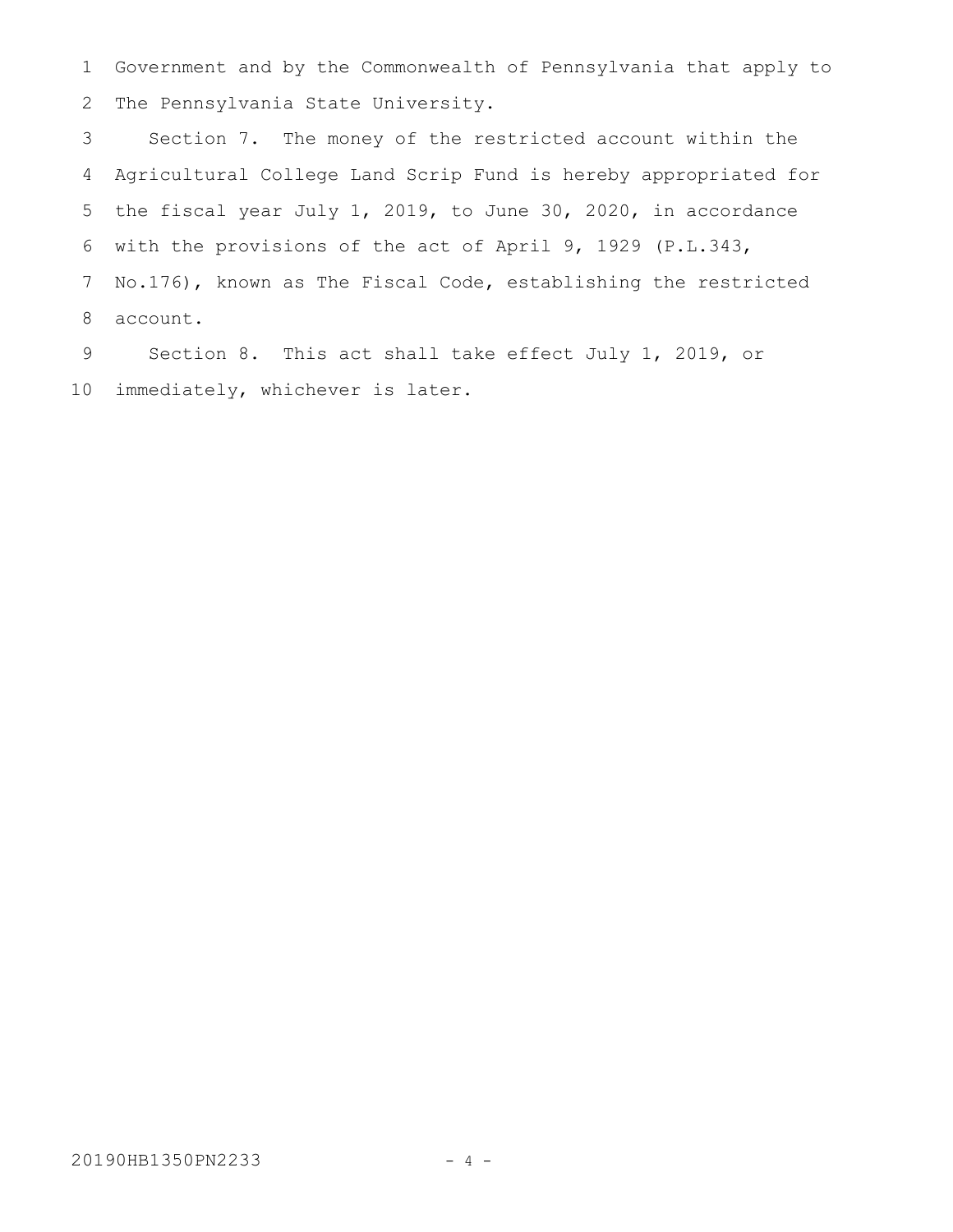Government and by the Commonwealth of Pennsylvania that apply to The Pennsylvania State University.

Section 7. The money of the restricted account within the Agricultural College Land Scrip Fund is hereby appropriated for the fiscal year July 1, 2019, to June 30, 2020, in accordance with the provisions of the act of April 9, 1929 (P.L.343, No.176), known as The Fiscal Code, establishing the restricted account.

Section 8. This act shall take effect July 1, 2019, or immediately, whichever is later.